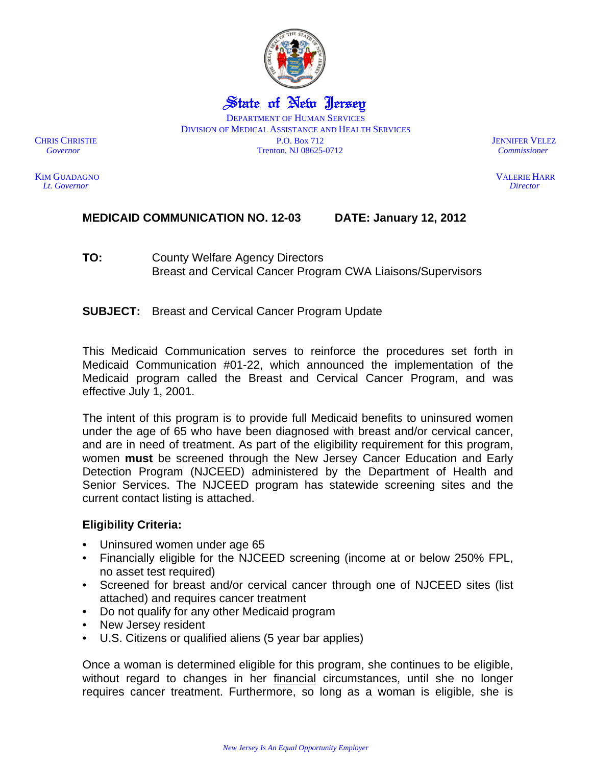# State of New Jersey

DEPARTMENT OF HUMAN SERVICES
DIVISION OF MEDICAL ASSISTANCE AND HEALTH SERVICES
P.O. Box 712
Trenton, NJ 08625-0712

CHRIS CHRISTIE
*Governor*

KIM GUADAGNO
*Lt. Governor*

JENNIFER VELEZ
*Commissioner*

VALERIE HARR
*Director*

**MEDICAID COMMUNICATION NO. 12-03 DATE: January 12, 2012**

**TO:** County Welfare Agency Directors
Breast and Cervical Cancer Program CWA Liaisons/Supervisors

**SUBJECT:** Breast and Cervical Cancer Program Update

This Medicaid Communication serves to reinforce the procedures set forth in Medicaid Communication #01-22, which announced the implementation of the Medicaid program called the Breast and Cervical Cancer Program, and was effective July 1, 2001.

The intent of this program is to provide full Medicaid benefits to uninsured women under the age of 65 who have been diagnosed with breast and/or cervical cancer, and are in need of treatment. As part of the eligibility requirement for this program, women **must** be screened through the New Jersey Cancer Education and Early Detection Program (NJCEED) administered by the Department of Health and Senior Services. The NJCEED program has statewide screening sites and the current contact listing is attached.

**Eligibility Criteria:**

- Uninsured women under age 65
- Financially eligible for the NJCEED screening (income at or below 250% FPL, no asset test required)
- Screened for breast and/or cervical cancer through one of NJCEED sites (list attached) and requires cancer treatment
- Do not qualify for any other Medicaid program
- New Jersey resident
- U.S. Citizens or qualified aliens (5 year bar applies)

Once a woman is determined eligible for this program, she continues to be eligible, without regard to changes in her financial circumstances, until she no longer requires cancer treatment. Furthermore, so long as a woman is eligible, she is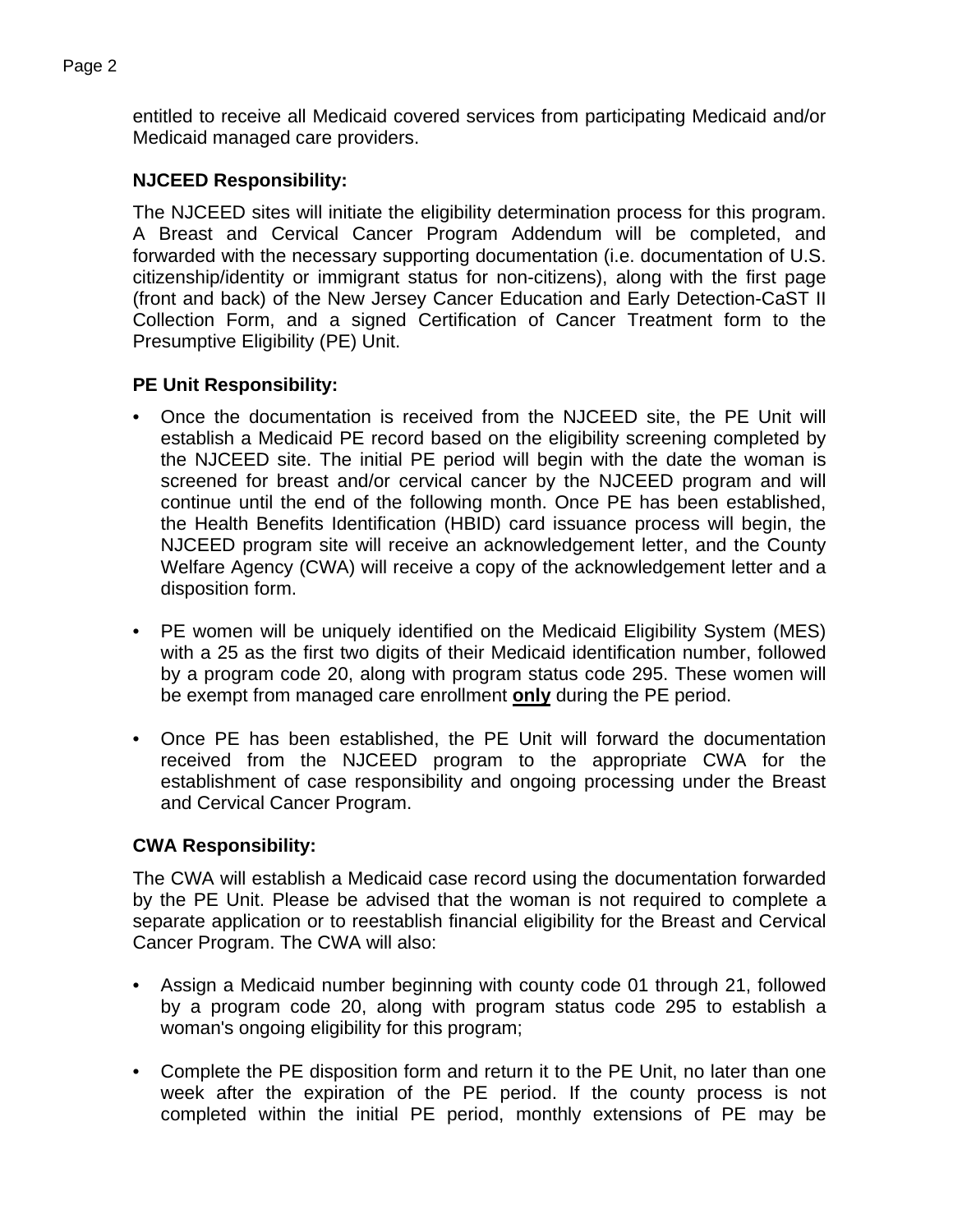entitled to receive all Medicaid covered services from participating Medicaid and/or Medicaid managed care providers.

**NJCEED Responsibility:**

The NJCEED sites will initiate the eligibility determination process for this program. A Breast and Cervical Cancer Program Addendum will be completed, and forwarded with the necessary supporting documentation (i.e. documentation of U.S. citizenship/identity or immigrant status for non-citizens), along with the first page (front and back) of the New Jersey Cancer Education and Early Detection-CaST II Collection Form, and a signed Certification of Cancer Treatment form to the Presumptive Eligibility (PE) Unit.

**PE Unit Responsibility:**

- Once the documentation is received from the NJCEED site, the PE Unit will establish a Medicaid PE record based on the eligibility screening completed by the NJCEED site. The initial PE period will begin with the date the woman is screened for breast and/or cervical cancer by the NJCEED program and will continue until the end of the following month. Once PE has been established, the Health Benefits Identification (HBID) card issuance process will begin, the NJCEED program site will receive an acknowledgement letter, and the County Welfare Agency (CWA) will receive a copy of the acknowledgement letter and a disposition form.

- PE women will be uniquely identified on the Medicaid Eligibility System (MES) with a 25 as the first two digits of their Medicaid identification number, followed by a program code 20, along with program status code 295. These women will be exempt from managed care enrollment **<u>only</u>** during the PE period.

- Once PE has been established, the PE Unit will forward the documentation received from the NJCEED program to the appropriate CWA for the establishment of case responsibility and ongoing processing under the Breast and Cervical Cancer Program.

**CWA Responsibility:**

The CWA will establish a Medicaid case record using the documentation forwarded by the PE Unit. Please be advised that the woman is not required to complete a separate application or to reestablish financial eligibility for the Breast and Cervical Cancer Program. The CWA will also:

- Assign a Medicaid number beginning with county code 01 through 21, followed by a program code 20, along with program status code 295 to establish a woman's ongoing eligibility for this program;

- Complete the PE disposition form and return it to the PE Unit, no later than one week after the expiration of the PE period. If the county process is not completed within the initial PE period, monthly extensions of PE may be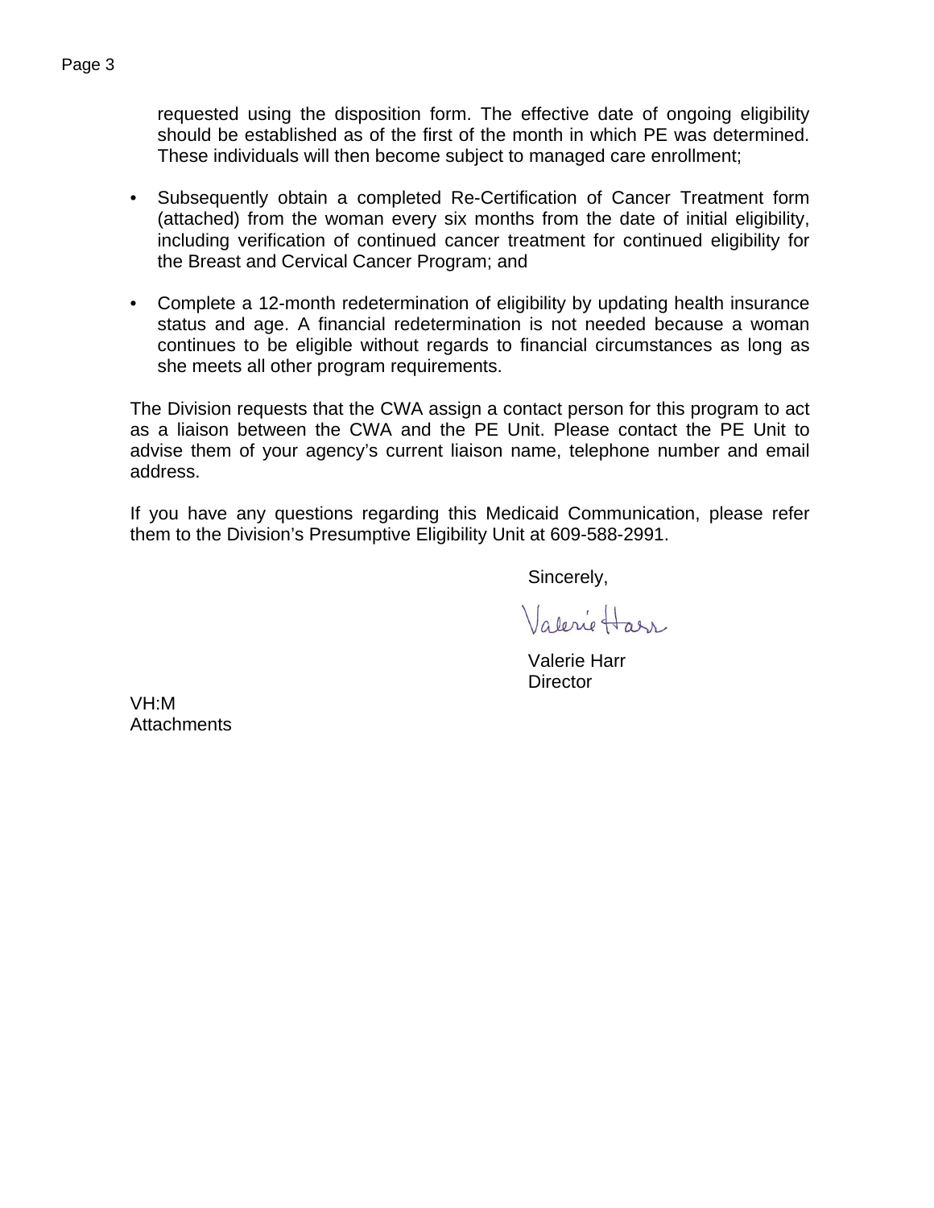requested using the disposition form. The effective date of ongoing eligibility should be established as of the first of the month in which PE was determined. These individuals will then become subject to managed care enrollment;

- Subsequently obtain a completed Re-Certification of Cancer Treatment form (attached) from the woman every six months from the date of initial eligibility, including verification of continued cancer treatment for continued eligibility for the Breast and Cervical Cancer Program; and

- Complete a 12-month redetermination of eligibility by updating health insurance status and age. A financial redetermination is not needed because a woman continues to be eligible without regards to financial circumstances as long as she meets all other program requirements.

The Division requests that the CWA assign a contact person for this program to act as a liaison between the CWA and the PE Unit. Please contact the PE Unit to advise them of your agency's current liaison name, telephone number and email address.

If you have any questions regarding this Medicaid Communication, please refer them to the Division's Presumptive Eligibility Unit at 609-588-2991.

Sincerely,

Valerie Harr

Valerie Harr
Director

VH:M
Attachments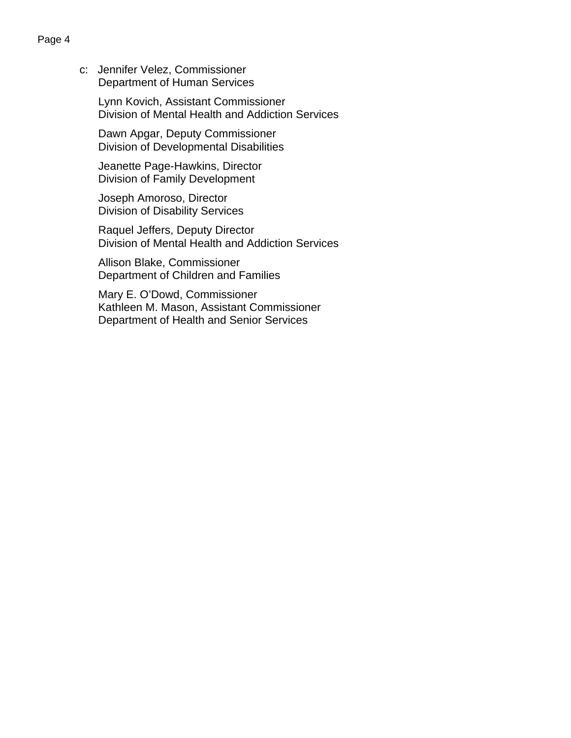c: Jennifer Velez, Commissioner
Department of Human Services

Lynn Kovich, Assistant Commissioner
Division of Mental Health and Addiction Services

Dawn Apgar, Deputy Commissioner
Division of Developmental Disabilities

Jeanette Page-Hawkins, Director
Division of Family Development

Joseph Amoroso, Director
Division of Disability Services

Raquel Jeffers, Deputy Director
Division of Mental Health and Addiction Services

Allison Blake, Commissioner
Department of Children and Families

Mary E. O'Dowd, Commissioner
Kathleen M. Mason, Assistant Commissioner
Department of Health and Senior Services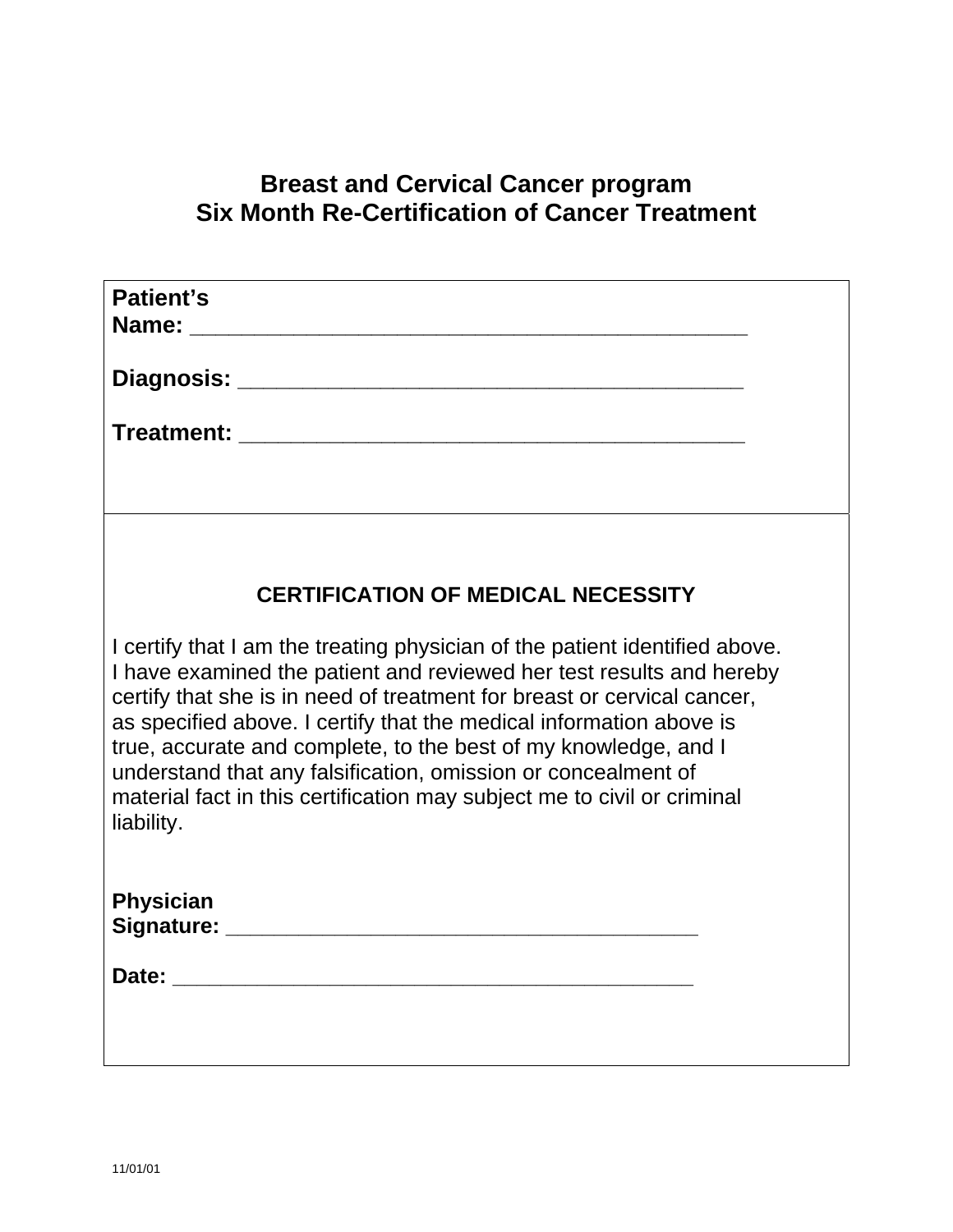# Breast and Cervical Cancer program
# Six Month Re-Certification of Cancer Treatment

**Patient's Name:** ____________________________________________

**Diagnosis:** ________________________________________

**Treatment:** ________________________________________

### CERTIFICATION OF MEDICAL NECESSITY

I certify that I am the treating physician of the patient identified above. I have examined the patient and reviewed her test results and hereby certify that she is in need of treatment for breast or cervical cancer, as specified above. I certify that the medical information above is true, accurate and complete, to the best of my knowledge, and I understand that any falsification, omission or concealment of material fact in this certification may subject me to civil or criminal liability.

**Physician Signature:** ______________________________________

**Date:** __________________________________________

11/01/01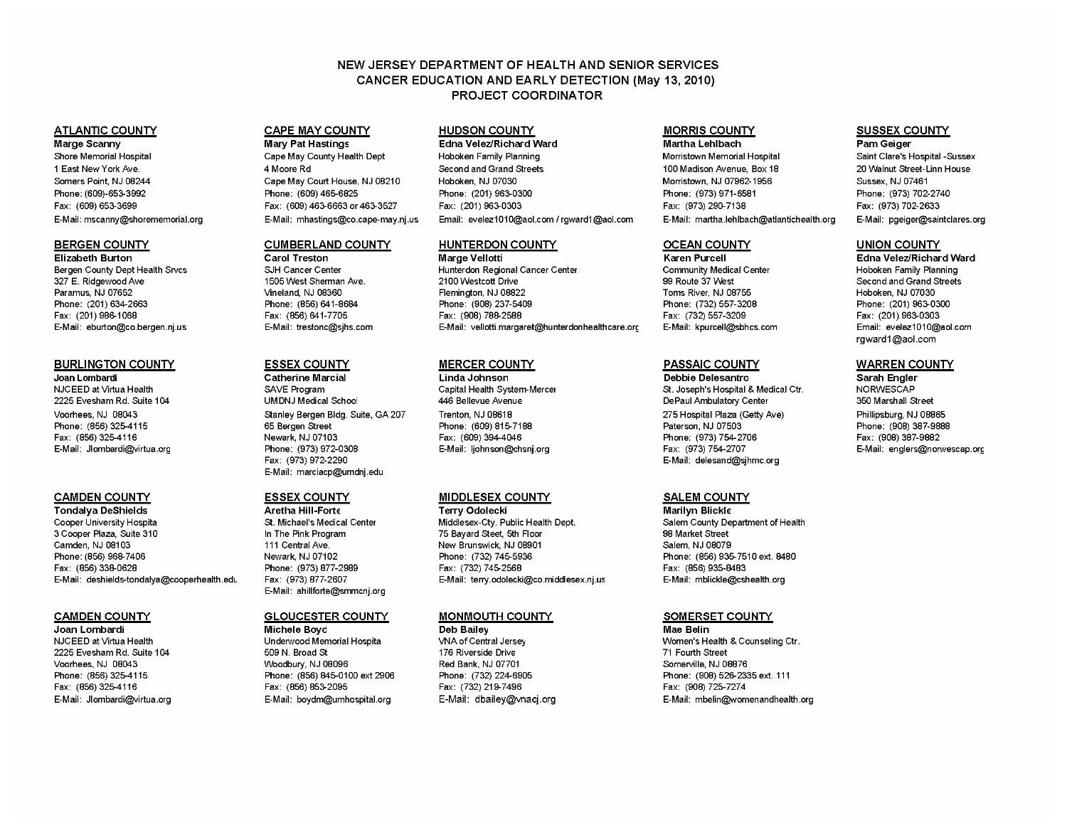# NEW JERSEY DEPARTMENT OF HEALTH AND SENIOR SERVICES
## CANCER EDUCATION AND EARLY DETECTION (May 13, 2010)
## PROJECT COORDINATOR

### ATLANTIC COUNTY
**Marge Scanny**
Shore Memorial Hospital
1 East New York Ave.
Somers Point, NJ 08244
Phone: (609)-653-3992
Fax: (609) 653-3699
E-Mail: mscanny@shorememorial.org

### BERGEN COUNTY
**Elizabeth Burton**
Bergen County Dept Health Srvcs
327 E. Ridgewood Ave
Paramus, NJ 07652
Phone: (201) 634-2663
Fax: (201) 986-1068
E-Mail: eburton@co.bergen.nj.us

### BURLINGTON COUNTY
**Joan Lombardi**
NJCEED at Virtua Health
2225 Evesham Rd. Suite 104
Voorhees, NJ 08043
Phone: (856) 325-4115
Fax: (856) 325-4116
E-Mail: Jlombardi@virtua.org

### CAMDEN COUNTY
**Tondalya DeShields**
Cooper University Hospita
3 Cooper Plaza, Suite 310
Camden, NJ 08103
Phone: (856) 968-7406
Fax: (856) 338-0628
E-Mail: deshields-tondalya@cooperhealth.edu

### CAMDEN COUNTY
**Joan Lombardi**
NJCEED at Virtua Health
2225 Evesham Rd. Suite 104
Voorhees, NJ 08043
Phone: (856) 325-4115
Fax: (856) 325-4116
E-Mail: Jlombardi@virtua.org

### CAPE MAY COUNTY
**Mary Pat Hastings**
Cape May County Health Dept
4 Moore Rd
Cape May Court House, NJ 08210
Phone: (609) 465-6825
Fax: (609) 463-6663 or 463-3527
E-Mail: mhastings@co.cape-may.nj.us

### CUMBERLAND COUNTY
**Carol Treston**
SJH Cancer Center
1505 West Sherman Ave.
Vineland, NJ 08360
Phone: (856) 641-8684
Fax: (856) 641-7705
E-Mail: trestonc@sjhs.com

### ESSEX COUNTY
**Catherine Marcial**
SAVE Program
UMDNJ Medical School
Stanley Bergen Bldg. Suite, GA 207
65 Bergen Street
Newark, NJ 07103
Phone: (973) 972-0308
Fax: (973) 972-2290
E-Mail: marciacp@umdnj.edu

### ESSEX COUNTY
**Aretha Hill-Forte**
St. Michael's Medical Center
In The Pink Program
111 Central Ave.
Newark, NJ 07102
Phone: (973) 877-2989
Fax: (973) 877-2607
E-Mail: ahillforte@smmcnj.org

### GLOUCESTER COUNTY
**Michele Boyd**
Underwood Memorial Hospita
509 N. Broad St
Woodbury, NJ 08096
Phone: (856) 845-0100 ext 2906
Fax: (856) 853-2095
E-Mail: boydm@umhospital.org

### HUDSON COUNTY
**Edna Velez/Richard Ward**
Hoboken Family Planning
Second and Grand Streets
Hoboken, NJ 07030
Phone: (201) 963-0300
Fax: (201) 963-0303
Email: evelez1010@aol.com / rgward1@aol.com

### HUNTERDON COUNTY
**Marge Vellotti**
Hunterdon Regional Cancer Center
2100 Westcott Drive
Flemington, NJ 08822
Phone: (908) 237-5409
Fax: (908) 788-2588
E-Mail: vellotti.margaret@hunterdonhealthcare.org

### MERCER COUNTY
**Linda Johnson**
Capital Health System-Mercer
446 Bellevue Avenue
Trenton, NJ 08618
Phone: (609) 815-7188
Fax: (609) 394-4046
E-Mail: ljohnson@chsnj.org

### MIDDLESEX COUNTY
**Terry Odolecki**
Middlesex-Cty. Public Health Dept.
75 Bayard Steet, 5th Floor
New Brunswick, NJ 08901
Phone: (732) 745-5936
Fax: (732) 745-2568
E-Mail: terry.odolecki@co.middlesex.nj.us

### MONMOUTH COUNTY
**Deb Bailey**
VNA of Central Jersey
176 Riverside Drive
Red Bank, NJ 07701
Phone: (732) 224-6905
Fax: (732) 219-7496
E-Mail: dbailey@vnacj.org

### MORRIS COUNTY
**Martha Lehlbach**
Morristown Memorial Hospital
100 Madison Avenue, Box 18
Morristown, NJ 07962-1956
Phone: (973) 971-6581
Fax: (973) 290-7138
E-Mail: martha.lehlbach@atlantichealth.org

### OCEAN COUNTY
**Karen Purcell**
Community Medical Center
99 Route 37 West
Toms River, NJ 08755
Phone: (732) 557-3208
Fax: (732) 557-3209
E-Mail: kpurcell@sbhcs.com

### PASSAIC COUNTY
**Debbie Delesantro**
St. Joseph's Hospital & Medical Ctr.
DePaul Ambulatory Center
275 Hospital Plaza (Getty Ave)
Paterson, NJ 07503
Phone: (973) 754-2706
Fax: (973) 754-2707
E-Mail: delesand@sjhmc.org

### SALEM COUNTY
**Marilyn Blickle**
Salem County Department of Health
98 Market Street
Salem, NJ 08079
Phone: (856) 935-7510 ext. 8480
Fax: (856) 935-8483
E-Mail: mblickle@cshealth.org

### SOMERSET COUNTY
**Mae Belin**
Women's Health & Counseling Ctr.
71 Fourth Street
Somerville, NJ 08876
Phone: (908) 526-2335 ext. 111
Fax: (908) 725-7274
E-Mail: mbelin@womenandhealth.org

### SUSSEX COUNTY
**Pam Geiger**
Saint Clare's Hospital -Sussex
20 Walnut Street-Linn House
Sussex, NJ 07461
Phone: (973) 702-2740
Fax: (973) 702-2633
E-Mail: pgeiger@saintclares.org

### UNION COUNTY
**Edna Velez/Richard Ward**
Hoboken Family Planning
Second and Grand Streets
Hoboken, NJ 07030
Phone: (201) 963-0300
Fax: (201) 963-0303
Email: evelez1010@aol.com
rgward1@aol.com

### WARREN COUNTY
**Sarah Engler**
NORWESCAP
350 Marshall Street
Phillipsburg, NJ 08865
Phone: (908) 387-9888
Fax: (908) 387-9882
E-Mail: englers@norwescap.org